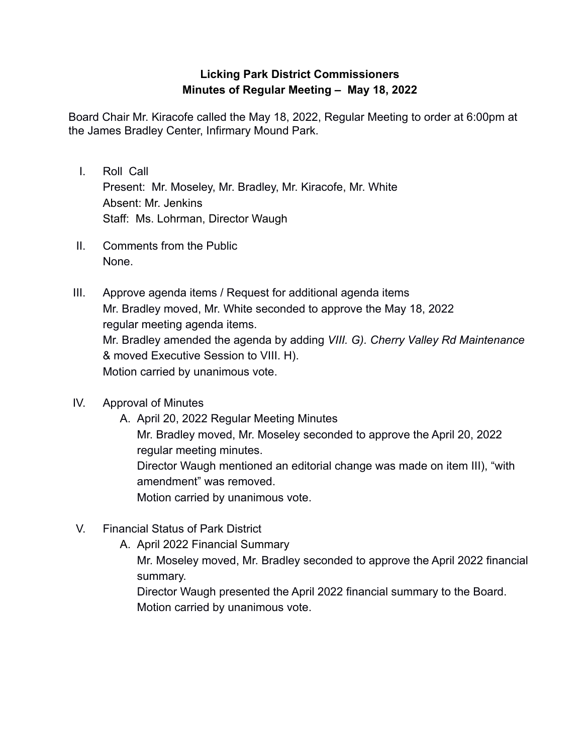# Licking Park District Commissioners
## Minutes of Regular Meeting – May 18, 2022

Board Chair Mr. Kiracofe called the May 18, 2022, Regular Meeting to order at 6:00pm at the James Bradley Center, Infirmary Mound Park.

I. Roll Call
   Present: Mr. Moseley, Mr. Bradley, Mr. Kiracofe, Mr. White
   Absent: Mr. Jenkins
   Staff: Ms. Lohrman, Director Waugh

II. Comments from the Public
   None.

III. Approve agenda items / Request for additional agenda items
   Mr. Bradley moved, Mr. White seconded to approve the May 18, 2022 regular meeting agenda items.
   Mr. Bradley amended the agenda by adding *VIII. G). Cherry Valley Rd Maintenance* & moved Executive Session to VIII. H).
   Motion carried by unanimous vote.

IV. Approval of Minutes
   A. April 20, 2022 Regular Meeting Minutes
      Mr. Bradley moved, Mr. Moseley seconded to approve the April 20, 2022 regular meeting minutes.
      Director Waugh mentioned an editorial change was made on item III), "with amendment" was removed.
      Motion carried by unanimous vote.

V. Financial Status of Park District
   A. April 2022 Financial Summary
      Mr. Moseley moved, Mr. Bradley seconded to approve the April 2022 financial summary.
      Director Waugh presented the April 2022 financial summary to the Board.
      Motion carried by unanimous vote.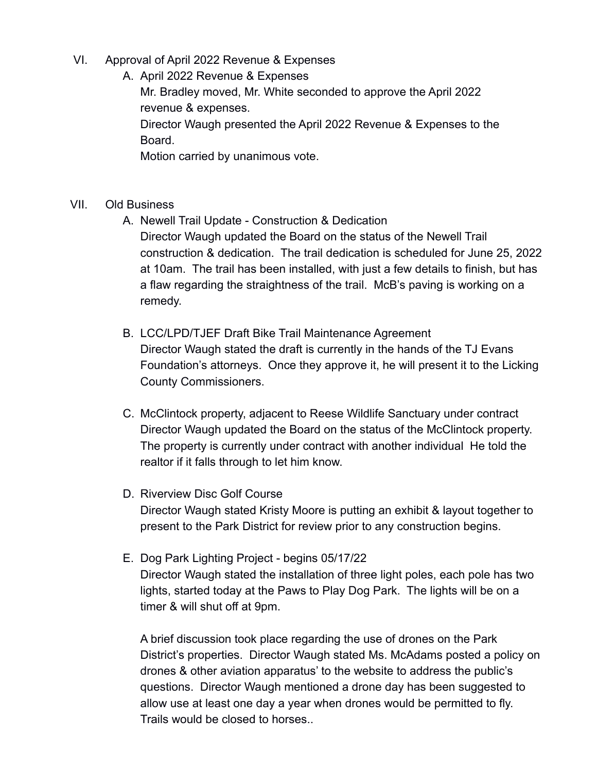VI. Approval of April 2022 Revenue & Expenses

A. April 2022 Revenue & Expenses

Mr. Bradley moved, Mr. White seconded to approve the April 2022 revenue & expenses.

Director Waugh presented the April 2022 Revenue & Expenses to the Board.

Motion carried by unanimous vote.

VII. Old Business

A. Newell Trail Update - Construction & Dedication

Director Waugh updated the Board on the status of the Newell Trail construction & dedication. The trail dedication is scheduled for June 25, 2022 at 10am. The trail has been installed, with just a few details to finish, but has a flaw regarding the straightness of the trail. McB's paving is working on a remedy.

B. LCC/LPD/TJEF Draft Bike Trail Maintenance Agreement

Director Waugh stated the draft is currently in the hands of the TJ Evans Foundation's attorneys. Once they approve it, he will present it to the Licking County Commissioners.

C. McClintock property, adjacent to Reese Wildlife Sanctuary under contract

Director Waugh updated the Board on the status of the McClintock property. The property is currently under contract with another individual He told the realtor if it falls through to let him know.

D. Riverview Disc Golf Course

Director Waugh stated Kristy Moore is putting an exhibit & layout together to present to the Park District for review prior to any construction begins.

E. Dog Park Lighting Project - begins 05/17/22

Director Waugh stated the installation of three light poles, each pole has two lights, started today at the Paws to Play Dog Park. The lights will be on a timer & will shut off at 9pm.

A brief discussion took place regarding the use of drones on the Park District's properties. Director Waugh stated Ms. McAdams posted a policy on drones & other aviation apparatus' to the website to address the public's questions. Director Waugh mentioned a drone day has been suggested to allow use at least one day a year when drones would be permitted to fly. Trails would be closed to horses..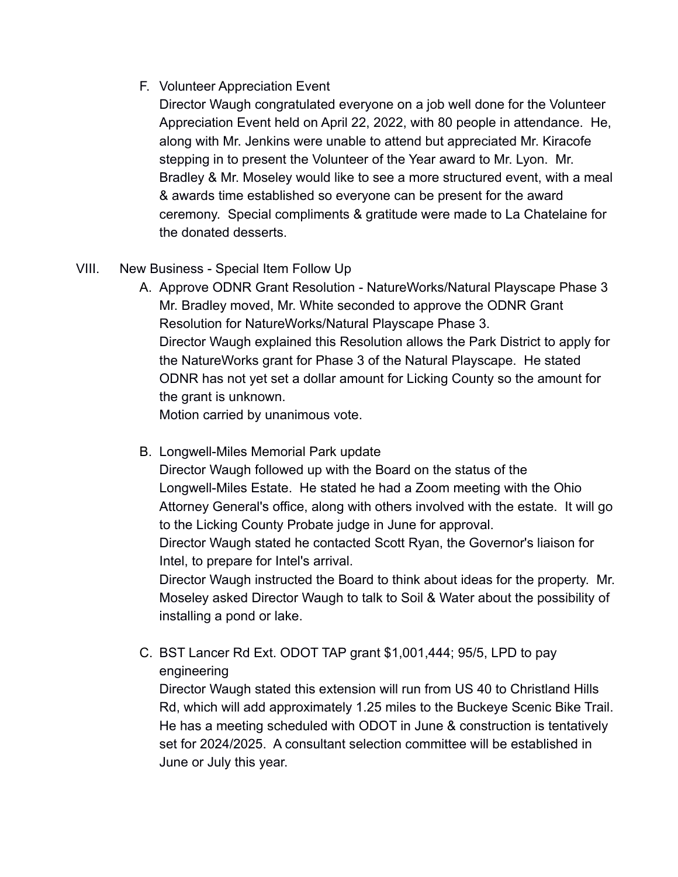F. Volunteer Appreciation Event

Director Waugh congratulated everyone on a job well done for the Volunteer Appreciation Event held on April 22, 2022, with 80 people in attendance. He, along with Mr. Jenkins were unable to attend but appreciated Mr. Kiracofe stepping in to present the Volunteer of the Year award to Mr. Lyon. Mr. Bradley & Mr. Moseley would like to see a more structured event, with a meal & awards time established so everyone can be present for the award ceremony. Special compliments & gratitude were made to La Chatelaine for the donated desserts.

VIII. New Business - Special Item Follow Up

A. Approve ODNR Grant Resolution - NatureWorks/Natural Playscape Phase 3

Mr. Bradley moved, Mr. White seconded to approve the ODNR Grant Resolution for NatureWorks/Natural Playscape Phase 3.

Director Waugh explained this Resolution allows the Park District to apply for the NatureWorks grant for Phase 3 of the Natural Playscape. He stated ODNR has not yet set a dollar amount for Licking County so the amount for the grant is unknown.

Motion carried by unanimous vote.

B. Longwell-Miles Memorial Park update

Director Waugh followed up with the Board on the status of the Longwell-Miles Estate. He stated he had a Zoom meeting with the Ohio Attorney General's office, along with others involved with the estate. It will go to the Licking County Probate judge in June for approval.

Director Waugh stated he contacted Scott Ryan, the Governor's liaison for Intel, to prepare for Intel's arrival.

Director Waugh instructed the Board to think about ideas for the property. Mr. Moseley asked Director Waugh to talk to Soil & Water about the possibility of installing a pond or lake.

C. BST Lancer Rd Ext. ODOT TAP grant $1,001,444; 95/5, LPD to pay engineering

Director Waugh stated this extension will run from US 40 to Christland Hills Rd, which will add approximately 1.25 miles to the Buckeye Scenic Bike Trail. He has a meeting scheduled with ODOT in June & construction is tentatively set for 2024/2025. A consultant selection committee will be established in June or July this year.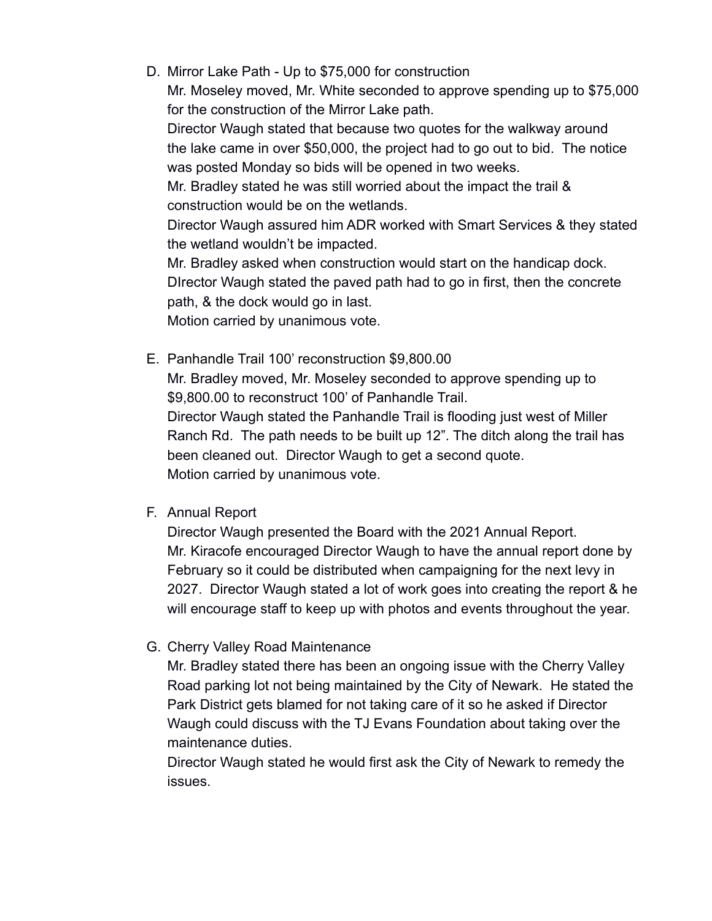D. Mirror Lake Path - Up to $75,000 for construction

   Mr. Moseley moved, Mr. White seconded to approve spending up to $75,000 for the construction of the Mirror Lake path.

   Director Waugh stated that because two quotes for the walkway around the lake came in over $50,000, the project had to go out to bid. The notice was posted Monday so bids will be opened in two weeks.

   Mr. Bradley stated he was still worried about the impact the trail & construction would be on the wetlands.

   Director Waugh assured him ADR worked with Smart Services & they stated the wetland wouldn't be impacted.

   Mr. Bradley asked when construction would start on the handicap dock.

   DIrector Waugh stated the paved path had to go in first, then the concrete path, & the dock would go in last.

   Motion carried by unanimous vote.

E. Panhandle Trail 100' reconstruction $9,800.00

   Mr. Bradley moved, Mr. Moseley seconded to approve spending up to $9,800.00 to reconstruct 100' of Panhandle Trail.

   Director Waugh stated the Panhandle Trail is flooding just west of Miller Ranch Rd. The path needs to be built up 12". The ditch along the trail has been cleaned out. Director Waugh to get a second quote.

   Motion carried by unanimous vote.

F. Annual Report

   Director Waugh presented the Board with the 2021 Annual Report.

   Mr. Kiracofe encouraged Director Waugh to have the annual report done by February so it could be distributed when campaigning for the next levy in 2027. Director Waugh stated a lot of work goes into creating the report & he will encourage staff to keep up with photos and events throughout the year.

G. Cherry Valley Road Maintenance

   Mr. Bradley stated there has been an ongoing issue with the Cherry Valley Road parking lot not being maintained by the City of Newark. He stated the Park District gets blamed for not taking care of it so he asked if Director Waugh could discuss with the TJ Evans Foundation about taking over the maintenance duties.

   Director Waugh stated he would first ask the City of Newark to remedy the issues.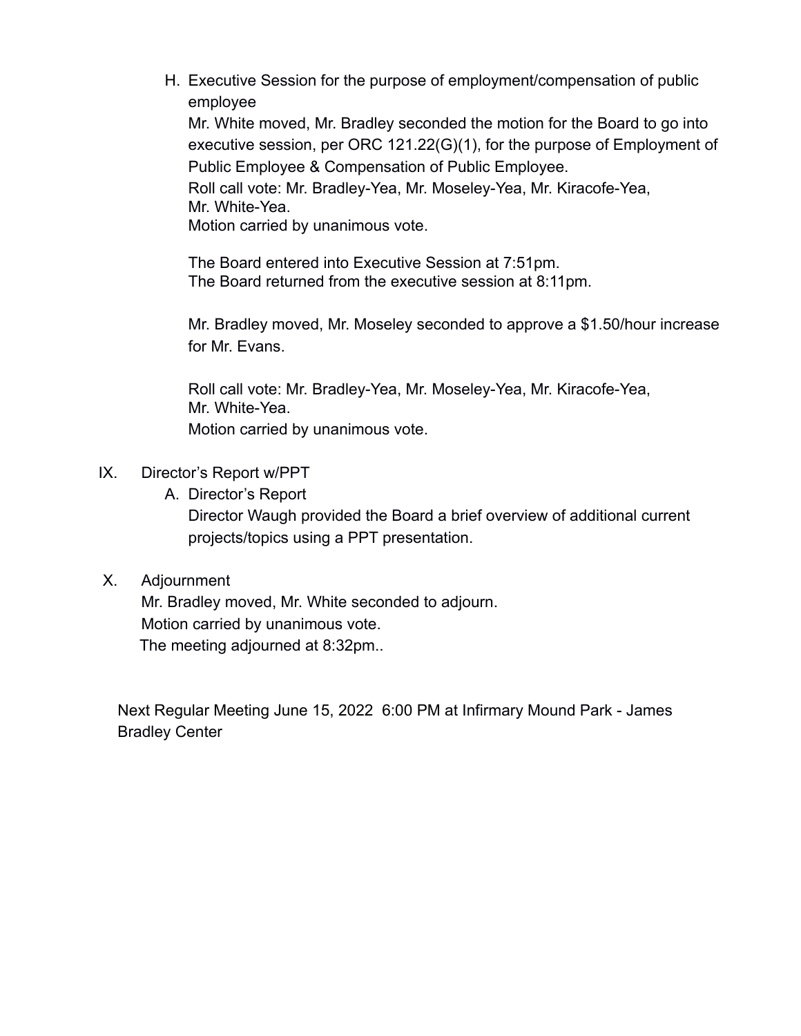H. Executive Session for the purpose of employment/compensation of public employee

   Mr. White moved, Mr. Bradley seconded the motion for the Board to go into executive session, per ORC 121.22(G)(1), for the purpose of Employment of Public Employee & Compensation of Public Employee.
   Roll call vote: Mr. Bradley-Yea, Mr. Moseley-Yea, Mr. Kiracofe-Yea, Mr. White-Yea.
   Motion carried by unanimous vote.

   The Board entered into Executive Session at 7:51pm.
   The Board returned from the executive session at 8:11pm.

   Mr. Bradley moved, Mr. Moseley seconded to approve a $1.50/hour increase for Mr. Evans.

   Roll call vote: Mr. Bradley-Yea, Mr. Moseley-Yea, Mr. Kiracofe-Yea, Mr. White-Yea.
   Motion carried by unanimous vote.

IX. Director's Report w/PPT

   A. Director's Report
      Director Waugh provided the Board a brief overview of additional current projects/topics using a PPT presentation.

X. Adjournment

   Mr. Bradley moved, Mr. White seconded to adjourn.
   Motion carried by unanimous vote.
   The meeting adjourned at 8:32pm..

Next Regular Meeting June 15, 2022 6:00 PM at Infirmary Mound Park - James Bradley Center